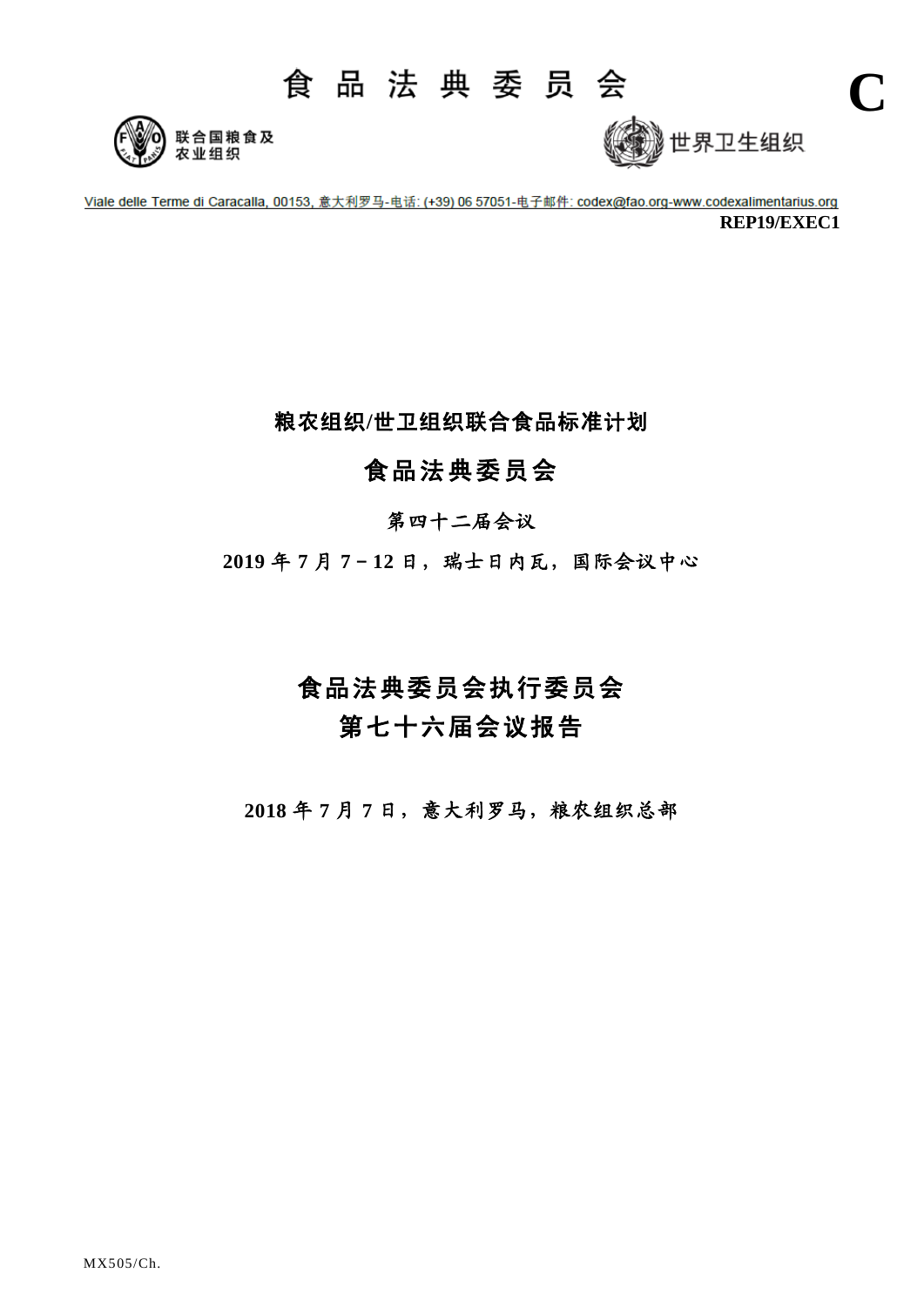# 食品法典委员会

联合国粮食及农业组织

世界卫生组织

**C**

Viale delle Terme di Caracalla, 00153, 意大利罗马-电话: (+39) 06 57051-电子邮件: codex@fao.org-www.codexalimentarius.org

**REP19/EXEC1**

**粮农组织/世卫组织联合食品标准计划**

**食品法典委员会**

**第四十二届会议**

**2019 年 7 月 7－12 日，瑞士日内瓦，国际会议中心**

## 食品法典委员会执行委员会
## 第七十六届会议报告

**2018 年 7 月 7 日，意大利罗马，粮农组织总部**

MX505/Ch.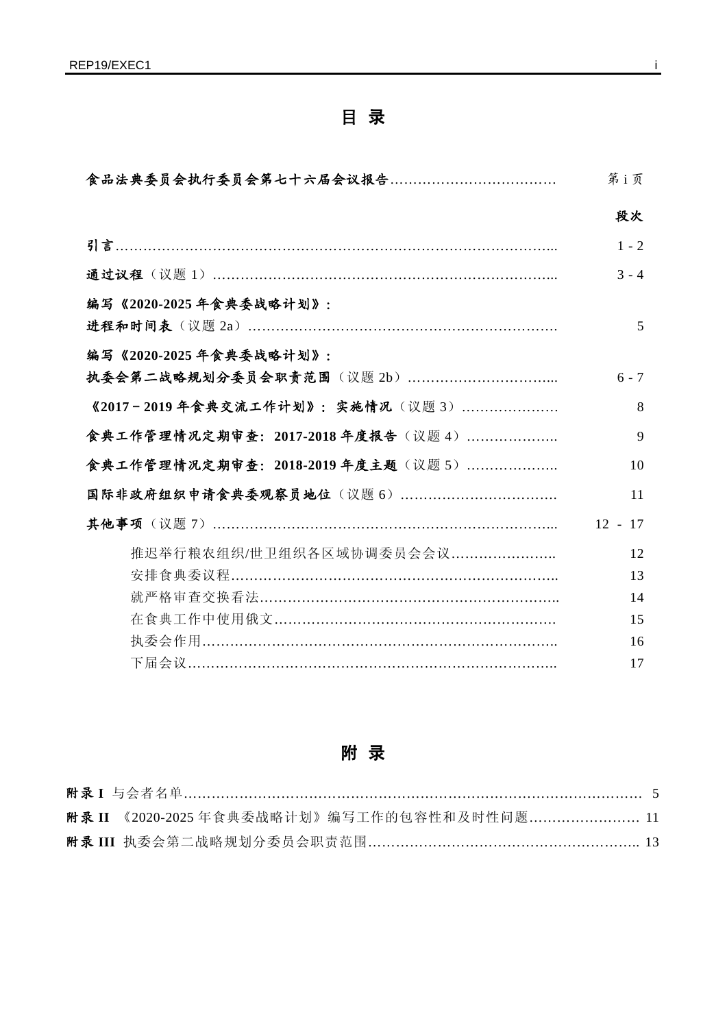# 目 录

| | |
|---|---|
| **食品法典委员会执行委员会第七十六届会议报告**……………………………… | 第 i 页 |
| | **段次** |
| **引言**………………………………………………………………………………….. | 1 - 2 |
| **通过议程**（议题 1）…………………………………………………………….. | 3 - 4 |
| **编写《2020-2025 年食典委战略计划》：进程和时间表**（议题 2a）…………………………………………………………. | 5 |
| **编写《2020-2025 年食典委战略计划》：执委会第二战略规划分委员会职责范围**（议题 2b）…………………………... | 6 - 7 |
| **《2017－2019 年食典交流工作计划》：实施情况**（议题 3）………………… | 8 |
| **食典工作管理情况定期审查：2017-2018 年度报告**（议题 4）……………….. | 9 |
| **食典工作管理情况定期审查：2018-2019 年度主题**（议题 5）……………….. | 10 |
| **国际非政府组织申请食典委观察员地位**（议题 6）……………………………. | 11 |
| **其他事项**（议题 7）…………………………………………………………….. | 12 - 17 |
| 推迟举行粮农组织/世卫组织各区域协调委员会会议………………….. | 12 |
| 安排食典委议程…………………………………………………………….. | 13 |
| 就严格审查交换看法……………………………………………………….. | 14 |
| 在食典工作中使用俄文……………………………………………………. | 15 |
| 执委会作用…………………………………………………………………….. | 16 |
| 下届会议……………………………………………………………………….. | 17 |

# 附 录

**附录 I** 与会者名单………………………………………………………………………………. 5

**附录 II** 《2020-2025 年食典委战略计划》编写工作的包容性和及时性问题…………………… 11

**附录 III** 执委会第二战略规划分委员会职责范围………………………………………………….. 13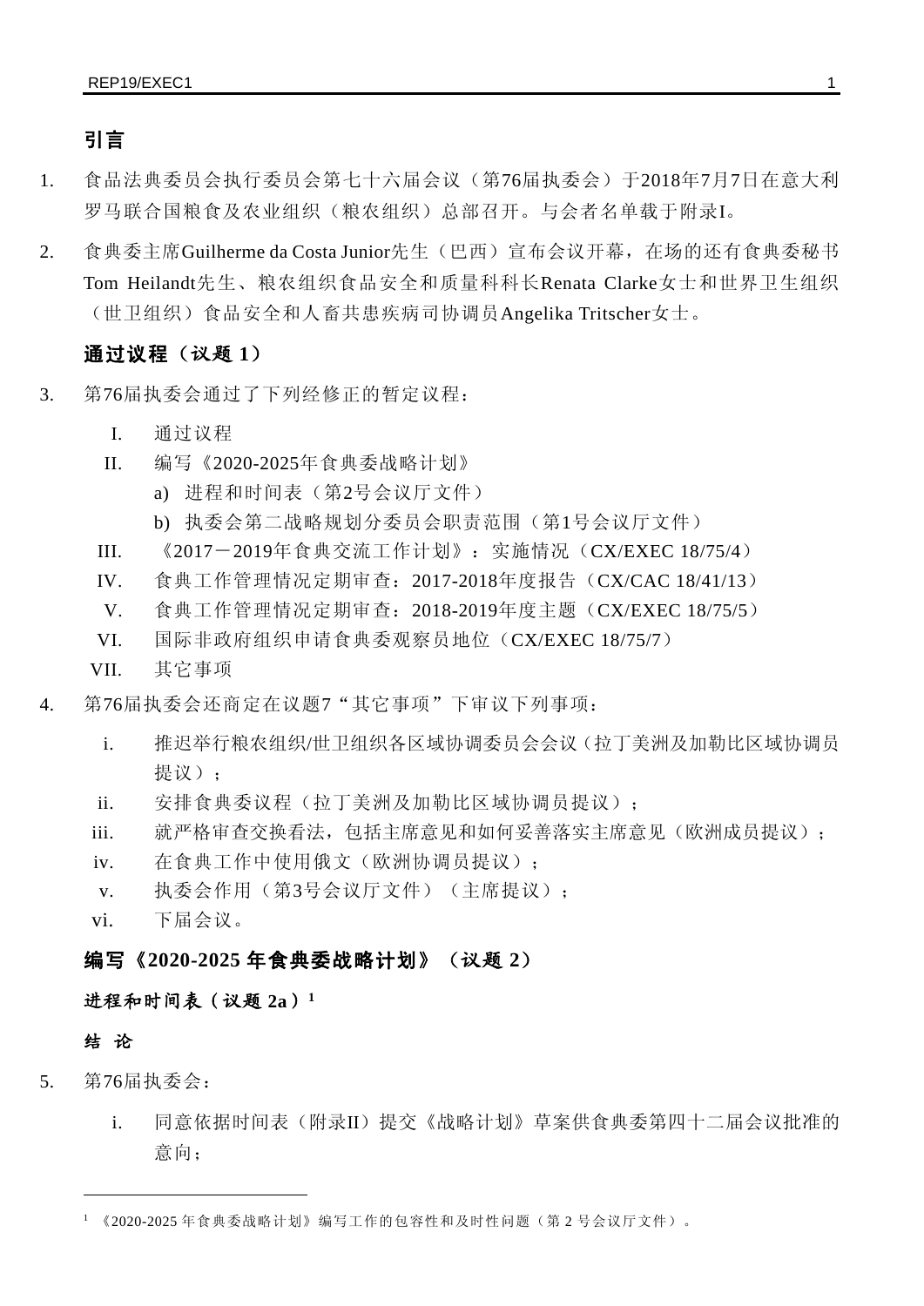## 引言

1. 食品法典委员会执行委员会第七十六届会议（第76届执委会）于2018年7月7日在意大利罗马联合国粮食及农业组织（粮农组织）总部召开。与会者名单载于附录I。

2. 食典委主席Guilherme da Costa Junior先生（巴西）宣布会议开幕，在场的还有食典委秘书Tom Heilandt先生、粮农组织食品安全和质量科科长Renata Clarke女士和世界卫生组织（世卫组织）食品安全和人畜共患疾病司协调员Angelika Tritscher女士。

## 通过议程（议题 1）

3. 第76届执委会通过了下列经修正的暂定议程：

   I. 通过议程

   II. 编写《2020-2025年食典委战略计划》

      a) 进程和时间表（第2号会议厅文件）

      b) 执委会第二战略规划分委员会职责范围（第1号会议厅文件）

   III. 《2017－2019年食典交流工作计划》：实施情况（CX/EXEC 18/75/4）

   IV. 食典工作管理情况定期审查：2017-2018年度报告（CX/CAC 18/41/13）

   V. 食典工作管理情况定期审查：2018-2019年度主题（CX/EXEC 18/75/5）

   VI. 国际非政府组织申请食典委观察员地位（CX/EXEC 18/75/7）

   VII. 其它事项

4. 第76届执委会还商定在议题7“其它事项”下审议下列事项：

   i. 推迟举行粮农组织/世卫组织各区域协调委员会会议（拉丁美洲及加勒比区域协调员提议）；

   ii. 安排食典委议程（拉丁美洲及加勒比区域协调员提议）；

   iii. 就严格审查交换看法，包括主席意见和如何妥善落实主席意见（欧洲成员提议）；

   iv. 在食典工作中使用俄文（欧洲协调员提议）；

   v. 执委会作用（第3号会议厅文件）（主席提议）；

   vi. 下届会议。

## 编写《2020-2025 年食典委战略计划》（议题 2）

### 进程和时间表（议题 2a）[1]

#### 结 论

5. 第76届执委会：

   i. 同意依据时间表（附录II）提交《战略计划》草案供食典委第四十二届会议批准的意向；

---

[1] 《2020-2025 年食典委战略计划》编写工作的包容性和及时性问题（第 2 号会议厅文件）。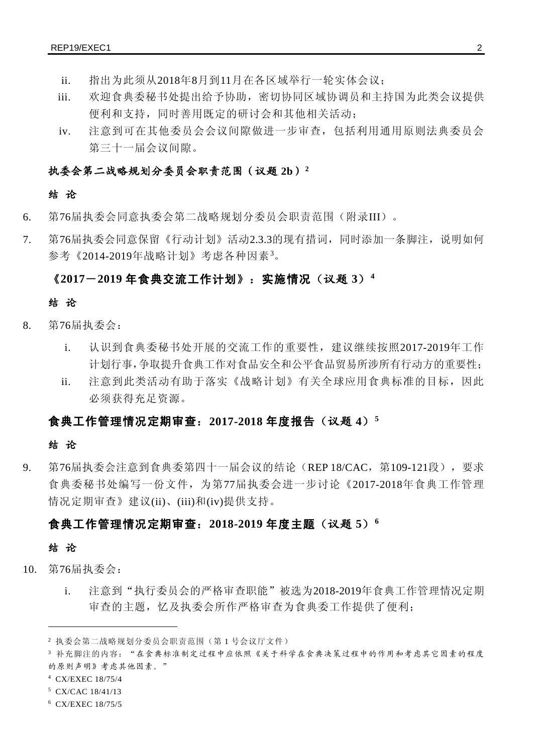ii. 指出为此须从2018年8月到11月在各区域举行一轮实体会议；

iii. 欢迎食典委秘书处提出给予协助，密切协同区域协调员和主持国为此类会议提供便利和支持，同时善用既定的研讨会和其他相关活动；

iv. 注意到可在其他委员会会议间隙做进一步审查，包括利用通用原则法典委员会第三十一届会议间隙。

## 执委会第二战略规划分委员会职责范围（议题 2b）[2]

**结 论**

6. 第76届执委会同意执委会第二战略规划分委员会职责范围（附录III）。

7. 第76届执委会同意保留《行动计划》活动2.3.3的现有措词，同时添加一条脚注，说明如何参考《2014-2019年战略计划》考虑各种因素[3]。

## 《2017－2019 年食典交流工作计划》：实施情况（议题 3）[4]

**结 论**

8. 第76届执委会：

   i. 认识到食典委秘书处开展的交流工作的重要性，建议继续按照2017-2019年工作计划行事，争取提升食典工作对食品安全和公平食品贸易所涉所有行动方的重要性；

   ii. 注意到此类活动有助于落实《战略计划》有关全球应用食典标准的目标，因此必须获得充足资源。

## 食典工作管理情况定期审查：2017-2018 年度报告（议题 4）[5]

**结 论**

9. 第76届执委会注意到食典委第四十一届会议的结论（REP 18/CAC，第109-121段），要求食典委秘书处编写一份文件，为第77届执委会进一步讨论《2017-2018年食典工作管理情况定期审查》建议(ii)、(iii)和(iv)提供支持。

## 食典工作管理情况定期审查：2018-2019 年度主题（议题 5）[6]

**结 论**

10. 第76届执委会：

   i. 注意到"执行委员会的严格审查职能"被选为2018-2019年食典工作管理情况定期审查的主题，忆及执委会所作严格审查为食典委工作提供了便利；

---

[2] 执委会第二战略规划分委员会职责范围（第 1 号会议厅文件）

[3] 补充脚注的内容："在食典标准制定过程中应依照《关于科学在食典决策过程中的作用和考虑其它因素的程度的原则声明》考虑其他因素。"

[4] CX/EXEC 18/75/4

[5] CX/CAC 18/41/13

[6] CX/EXEC 18/75/5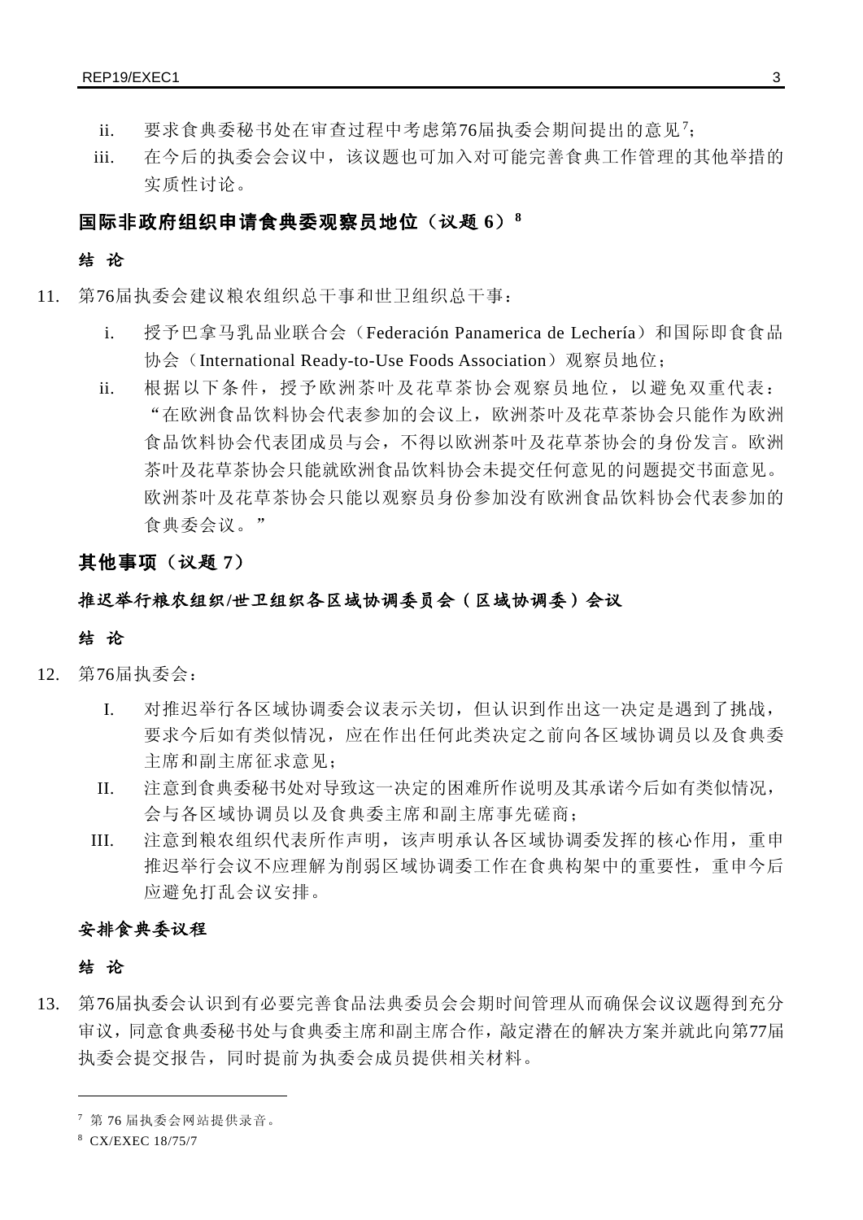ii. 要求食典委秘书处在审查过程中考虑第76届执委会期间提出的意见[7]；

iii. 在今后的执委会会议中，该议题也可加入对可能完善食典工作管理的其他举措的实质性讨论。

## 国际非政府组织申请食典委观察员地位（议题 6）[8]

**结 论**

11. 第76届执委会建议粮农组织总干事和世卫组织总干事：

  i. 授予巴拿马乳品业联合会（Federación Panamerica de Lechería）和国际即食食品协会（International Ready-to-Use Foods Association）观察员地位；

  ii. 根据以下条件，授予欧洲茶叶及花草茶协会观察员地位，以避免双重代表："在欧洲食品饮料协会代表参加的会议上，欧洲茶叶及花草茶协会只能作为欧洲食品饮料协会代表团成员与会，不得以欧洲茶叶及花草茶协会的身份发言。欧洲茶叶及花草茶协会只能就欧洲食品饮料协会未提交任何意见的问题提交书面意见。欧洲茶叶及花草茶协会只能以观察员身份参加没有欧洲食品饮料协会代表参加的食典委会议。"

## 其他事项（议题 7）

### 推迟举行粮农组织/世卫组织各区域协调委员会（区域协调委）会议

**结 论**

12. 第76届执委会：

  I. 对推迟举行各区域协调委会议表示关切，但认识到作出这一决定是遇到了挑战，要求今后如有类似情况，应在作出任何此类决定之前向各区域协调员以及食典委主席和副主席征求意见；

  II. 注意到食典委秘书处对导致这一决定的困难所作说明及其承诺今后如有类似情况，会与各区域协调员以及食典委主席和副主席事先磋商；

  III. 注意到粮农组织代表所作声明，该声明承认各区域协调委发挥的核心作用，重申推迟举行会议不应理解为削弱区域协调委工作在食典构架中的重要性，重申今后应避免打乱会议安排。

### 安排食典委议程

**结 论**

13. 第76届执委会认识到有必要完善食品法典委员会会期时间管理从而确保会议议题得到充分审议，同意食典委秘书处与食典委主席和副主席合作，敲定潜在的解决方案并就此向第77届执委会提交报告，同时提前为执委会成员提供相关材料。

---

[7] 第 76 届执委会网站提供录音。

[8] CX/EXEC 18/75/7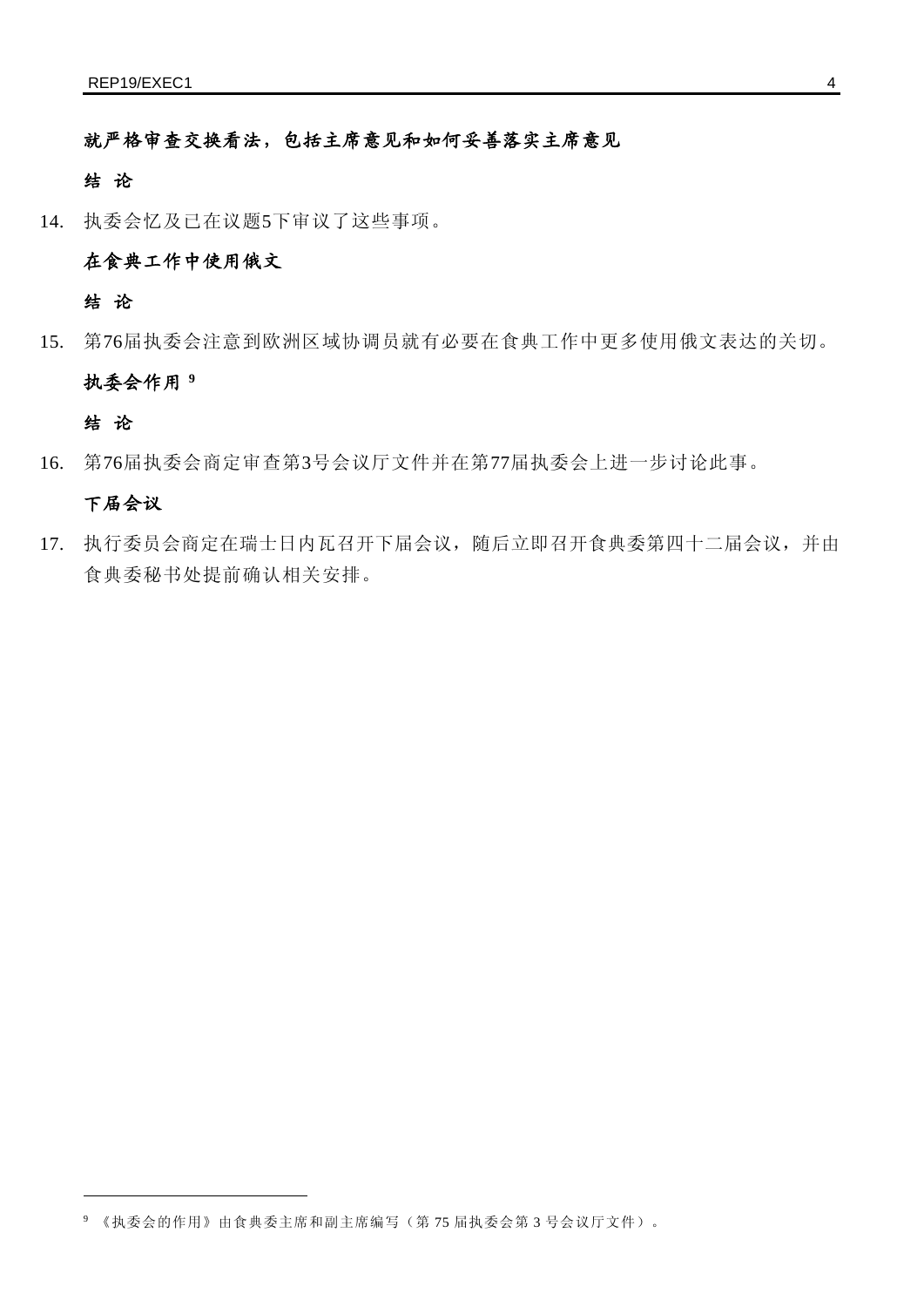### 就严格审查交换看法，包括主席意见和如何妥善落实主席意见

**结 论**

14. 执委会忆及已在议题5下审议了这些事项。

### 在食典工作中使用俄文

**结 论**

15. 第76届执委会注意到欧洲区域协调员就有必要在食典工作中更多使用俄文表达的关切。

### 执委会作用[9]

**结 论**

16. 第76届执委会商定审查第3号会议厅文件并在第77届执委会上进一步讨论此事。

### 下届会议

17. 执行委员会商定在瑞士日内瓦召开下届会议，随后立即召开食典委第四十二届会议，并由食典委秘书处提前确认相关安排。

---

[9] 《执委会的作用》由食典委主席和副主席编写（第 75 届执委会第 3 号会议厅文件）。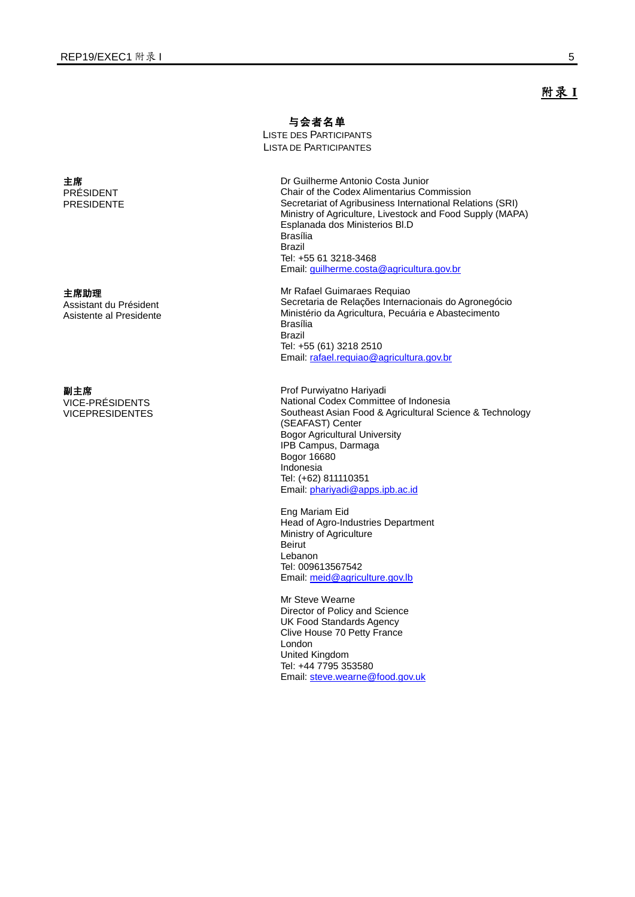**附录 I**

## 与会者名单
LISTE DES PARTICIPANTS
LISTA DE PARTICIPANTES

**主席**
PRÉSIDENT
PRESIDENTE

Dr Guilherme Antonio Costa Junior
Chair of the Codex Alimentarius Commission
Secretariat of Agribusiness International Relations (SRI)
Ministry of Agriculture, Livestock and Food Supply (MAPA)
Esplanada dos Ministerios Bl.D
Brasília
Brazil
Tel: +55 61 3218-3468
Email: guilherme.costa@agricultura.gov.br

**主席助理**
Assistant du Président
Asistente al Presidente

Mr Rafael Guimaraes Requiao
Secretaria de Relações Internacionais do Agronegócio
Ministério da Agricultura, Pecuária e Abastecimento
Brasília
Brazil
Tel: +55 (61) 3218 2510
Email: rafael.requiao@agricultura.gov.br

**副主席**
VICE-PRÉSIDENTS
VICEPRESIDENTES

Prof Purwiyatno Hariyadi
National Codex Committee of Indonesia
Southeast Asian Food & Agricultural Science & Technology (SEAFAST) Center
Bogor Agricultural University
IPB Campus, Darmaga
Bogor 16680
Indonesia
Tel: (+62) 811110351
Email: phariyadi@apps.ipb.ac.id

Eng Mariam Eid
Head of Agro-Industries Department
Ministry of Agriculture
Beirut
Lebanon
Tel: 009613567542
Email: meid@agriculture.gov.lb

Mr Steve Wearne
Director of Policy and Science
UK Food Standards Agency
Clive House 70 Petty France
London
United Kingdom
Tel: +44 7795 353580
Email: steve.wearne@food.gov.uk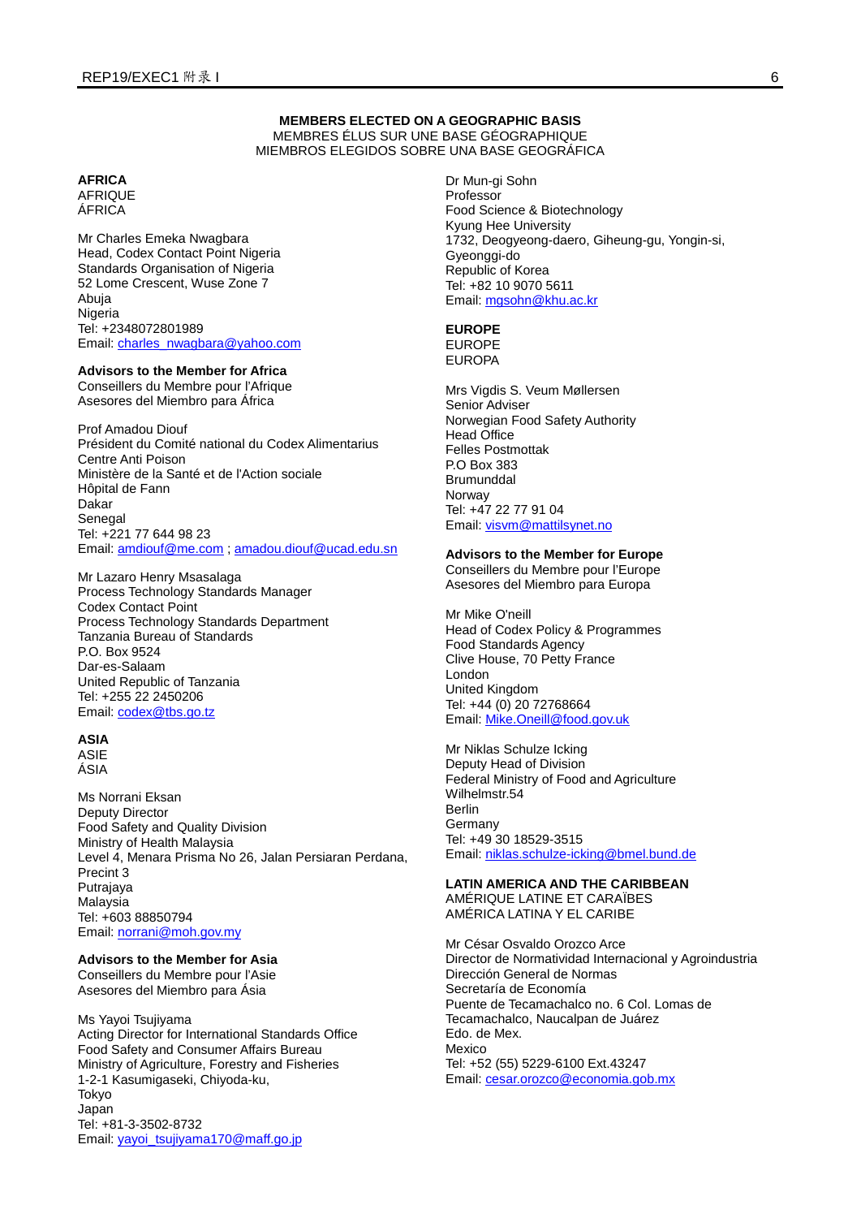**MEMBERS ELECTED ON A GEOGRAPHIC BASIS**
MEMBRES ÉLUS SUR UNE BASE GÉOGRAPHIQUE
MIEMBROS ELEGIDOS SOBRE UNA BASE GEOGRÁFICA

**AFRICA**
AFRIQUE
ÁFRICA

Mr Charles Emeka Nwagbara
Head, Codex Contact Point Nigeria
Standards Organisation of Nigeria
52 Lome Crescent, Wuse Zone 7
Abuja
Nigeria
Tel: +2348072801989
Email: charles_nwagbara@yahoo.com

**Advisors to the Member for Africa**
Conseillers du Membre pour l'Afrique
Asesores del Miembro para África

Prof Amadou Diouf
Président du Comité national du Codex Alimentarius
Centre Anti Poison
Ministère de la Santé et de l'Action sociale
Hôpital de Fann
Dakar
Senegal
Tel: +221 77 644 98 23
Email: amdiouf@me.com ; amadou.diouf@ucad.edu.sn

Mr Lazaro Henry Msasalaga
Process Technology Standards Manager
Codex Contact Point
Process Technology Standards Department
Tanzania Bureau of Standards
P.O. Box 9524
Dar-es-Salaam
United Republic of Tanzania
Tel: +255 22 2450206
Email: codex@tbs.go.tz

**ASIA**
ASIE
ÁSIA

Ms Norrani Eksan
Deputy Director
Food Safety and Quality Division
Ministry of Health Malaysia
Level 4, Menara Prisma No 26, Jalan Persiaran Perdana, Precint 3
Putrajaya
Malaysia
Tel: +603 88850794
Email: norrani@moh.gov.my

**Advisors to the Member for Asia**
Conseillers du Membre pour l'Asie
Asesores del Miembro para Ásia

Ms Yayoi Tsujiyama
Acting Director for International Standards Office
Food Safety and Consumer Affairs Bureau
Ministry of Agriculture, Forestry and Fisheries
1-2-1 Kasumigaseki, Chiyoda-ku,
Tokyo
Japan
Tel: +81-3-3502-8732
Email: yayoi_tsujiyama170@maff.go.jp

Dr Mun-gi Sohn
Professor
Food Science & Biotechnology
Kyung Hee University
1732, Deogyeong-daero, Giheung-gu, Yongin-si, Gyeonggi-do
Republic of Korea
Tel: +82 10 9070 5611
Email: mgsohn@khu.ac.kr

**EUROPE**
EUROPE
EUROPA

Mrs Vigdis S. Veum Møllersen
Senior Adviser
Norwegian Food Safety Authority
Head Office
Felles Postmottak
P.O Box 383
Brumunddal
Norway
Tel: +47 22 77 91 04
Email: visvm@mattilsynet.no

**Advisors to the Member for Europe**
Conseillers du Membre pour l'Europe
Asesores del Miembro para Europa

Mr Mike O'neill
Head of Codex Policy & Programmes
Food Standards Agency
Clive House, 70 Petty France
London
United Kingdom
Tel: +44 (0) 20 72768664
Email: Mike.Oneill@food.gov.uk

Mr Niklas Schulze Icking
Deputy Head of Division
Federal Ministry of Food and Agriculture
Wilhelmstr.54
Berlin
Germany
Tel: +49 30 18529-3515
Email: niklas.schulze-icking@bmel.bund.de

**LATIN AMERICA AND THE CARIBBEAN**
AMÉRIQUE LATINE ET CARAÏBES
AMÉRICA LATINA Y EL CARIBE

Mr César Osvaldo Orozco Arce
Director de Normatividad Internacional y Agroindustria
Dirección General de Normas
Secretaría de Economía
Puente de Tecamachalco no. 6 Col. Lomas de Tecamachalco, Naucalpan de Juárez
Edo. de Mex.
Mexico
Tel: +52 (55) 5229-6100 Ext.43247
Email: cesar.orozco@economia.gob.mx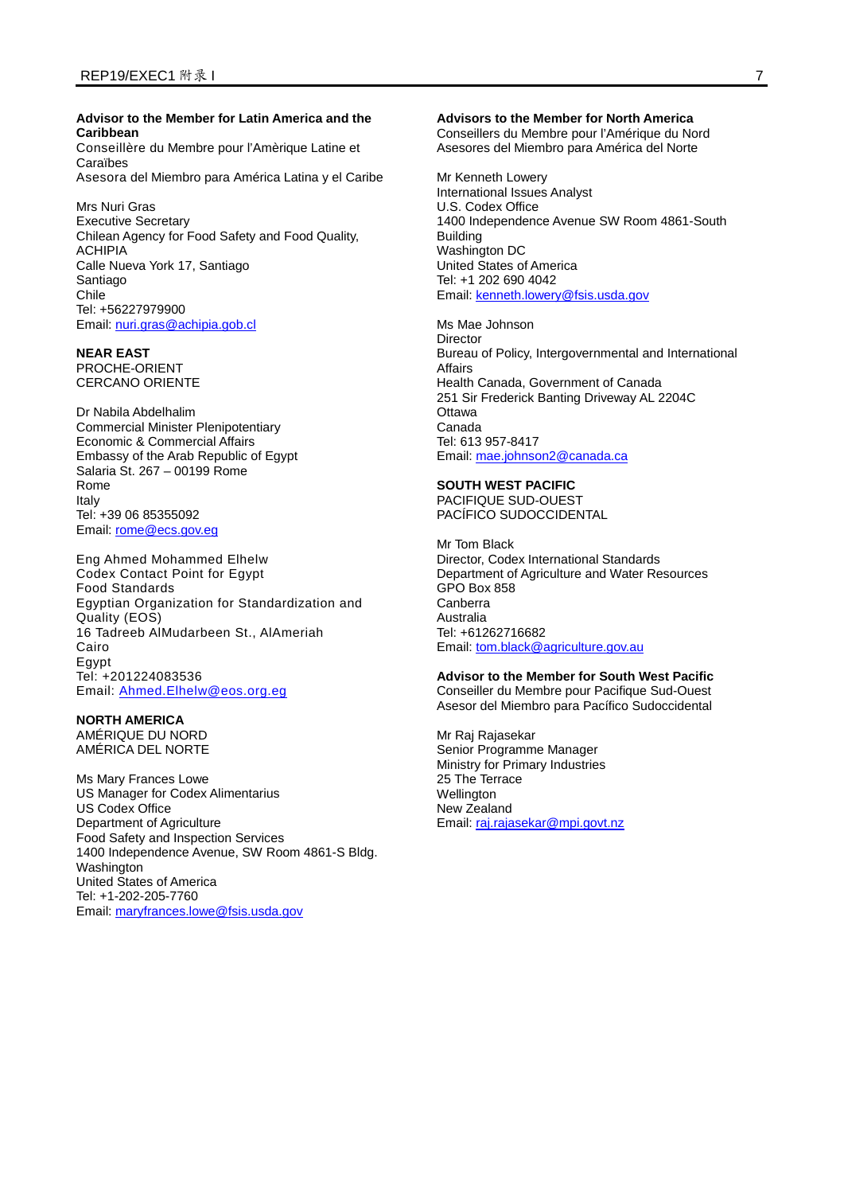**Advisor to the Member for Latin America and the Caribbean**
Conseillère du Membre pour l'Amèrique Latine et Caraïbes
Asesora del Miembro para América Latina y el Caribe

Mrs Nuri Gras
Executive Secretary
Chilean Agency for Food Safety and Food Quality, ACHIPIA
Calle Nueva York 17, Santiago
Santiago
Chile
Tel: +56227979900
Email: nuri.gras@achipia.gob.cl

**NEAR EAST**
PROCHE-ORIENT
CERCANO ORIENTE

Dr Nabila Abdelhalim
Commercial Minister Plenipotentiary
Economic & Commercial Affairs
Embassy of the Arab Republic of Egypt
Salaria St. 267 – 00199 Rome
Rome
Italy
Tel: +39 06 85355092
Email: rome@ecs.gov.eg

Eng Ahmed Mohammed Elhelw
Codex Contact Point for Egypt
Food Standards
Egyptian Organization for Standardization and Quality (EOS)
16 Tadreeb AlMudarbeen St., AlAmeriah
Cairo
Egypt
Tel: +201224083536
Email: Ahmed.Elhelw@eos.org.eg

**NORTH AMERICA**
AMÉRIQUE DU NORD
AMÉRICA DEL NORTE

Ms Mary Frances Lowe
US Manager for Codex Alimentarius
US Codex Office
Department of Agriculture
Food Safety and Inspection Services
1400 Independence Avenue, SW Room 4861-S Bldg.
Washington
United States of America
Tel: +1-202-205-7760
Email: maryfrances.lowe@fsis.usda.gov

**Advisors to the Member for North America**
Conseillers du Membre pour l'Amérique du Nord
Asesores del Miembro para América del Norte

Mr Kenneth Lowery
International Issues Analyst
U.S. Codex Office
1400 Independence Avenue SW Room 4861-South Building
Washington DC
United States of America
Tel: +1 202 690 4042
Email: kenneth.lowery@fsis.usda.gov

Ms Mae Johnson
Director
Bureau of Policy, Intergovernmental and International Affairs
Health Canada, Government of Canada
251 Sir Frederick Banting Driveway AL 2204C
Ottawa
Canada
Tel: 613 957-8417
Email: mae.johnson2@canada.ca

**SOUTH WEST PACIFIC**
PACIFIQUE SUD-OUEST
PACÍFICO SUDOCCIDENTAL

Mr Tom Black
Director, Codex International Standards
Department of Agriculture and Water Resources
GPO Box 858
Canberra
Australia
Tel: +61262716682
Email: tom.black@agriculture.gov.au

**Advisor to the Member for South West Pacific**
Conseiller du Membre pour Pacifique Sud-Ouest
Asesor del Miembro para Pacífico Sudoccidental

Mr Raj Rajasekar
Senior Programme Manager
Ministry for Primary Industries
25 The Terrace
Wellington
New Zealand
Email: raj.rajasekar@mpi.govt.nz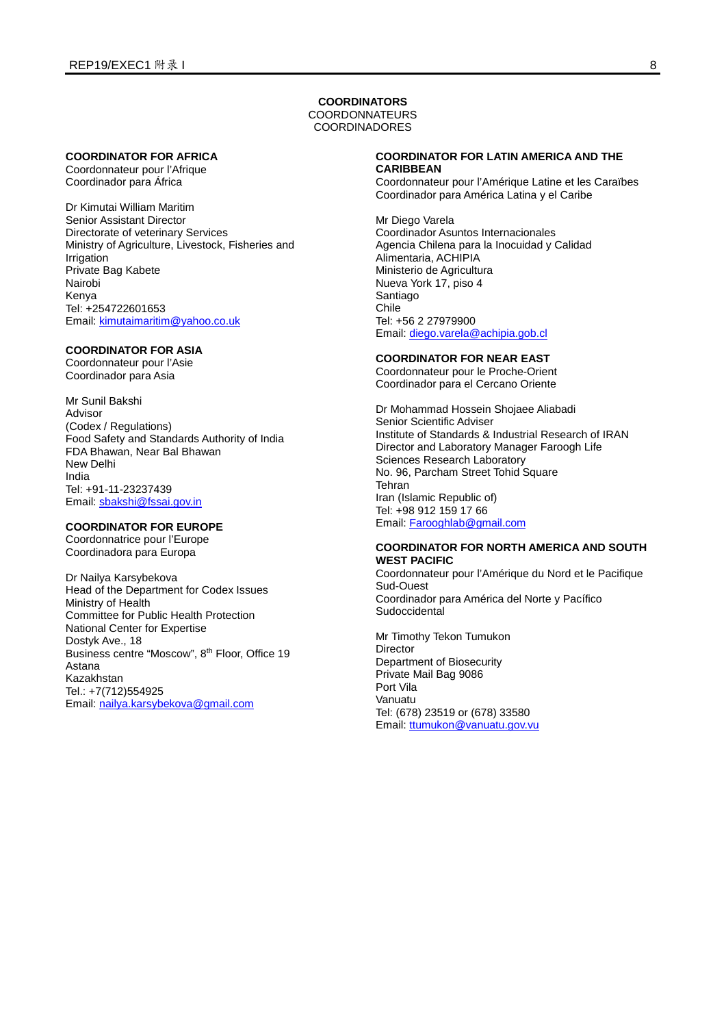**COORDINATORS**
COORDONNATEURS
COORDINADORES

**COORDINATOR FOR AFRICA**
Coordonnateur pour l'Afrique
Coordinador para África

Dr Kimutai William Maritim
Senior Assistant Director
Directorate of veterinary Services
Ministry of Agriculture, Livestock, Fisheries and Irrigation
Private Bag Kabete
Nairobi
Kenya
Tel: +254722601653
Email: kimutaimaritim@yahoo.co.uk

**COORDINATOR FOR ASIA**
Coordonnateur pour l'Asie
Coordinador para Asia

Mr Sunil Bakshi
Advisor
(Codex / Regulations)
Food Safety and Standards Authority of India
FDA Bhawan, Near Bal Bhawan
New Delhi
India
Tel: +91-11-23237439
Email: sbakshi@fssai.gov.in

**COORDINATOR FOR EUROPE**
Coordonnatrice pour l'Europe
Coordinadora para Europa

Dr Nailya Karsybekova
Head of the Department for Codex Issues
Ministry of Health
Committee for Public Health Protection
National Center for Expertise
Dostyk Ave., 18
Business centre "Moscow", 8th Floor, Office 19
Astana
Kazakhstan
Tel.: +7(712)554925
Email: nailya.karsybekova@gmail.com

**COORDINATOR FOR LATIN AMERICA AND THE CARIBBEAN**
Coordonnateur pour l'Amérique Latine et les Caraïbes
Coordinador para América Latina y el Caribe

Mr Diego Varela
Coordinador Asuntos Internacionales
Agencia Chilena para la Inocuidad y Calidad Alimentaria, ACHIPIA
Ministerio de Agricultura
Nueva York 17, piso 4
Santiago
Chile
Tel: +56 2 27979900
Email: diego.varela@achipia.gob.cl

**COORDINATOR FOR NEAR EAST**
Coordonnateur pour le Proche-Orient
Coordinador para el Cercano Oriente

Dr Mohammad Hossein Shojaee Aliabadi
Senior Scientific Adviser
Institute of Standards & Industrial Research of IRAN
Director and Laboratory Manager Faroogh Life Sciences Research Laboratory
No. 96, Parcham Street Tohid Square
Tehran
Iran (Islamic Republic of)
Tel: +98 912 159 17 66
Email: Farooghlab@gmail.com

**COORDINATOR FOR NORTH AMERICA AND SOUTH WEST PACIFIC**
Coordonnateur pour l'Amérique du Nord et le Pacifique Sud-Ouest
Coordinador para América del Norte y Pacífico Sudoccidental

Mr Timothy Tekon Tumukon
Director
Department of Biosecurity
Private Mail Bag 9086
Port Vila
Vanuatu
Tel: (678) 23519 or (678) 33580
Email: ttumukon@vanuatu.gov.vu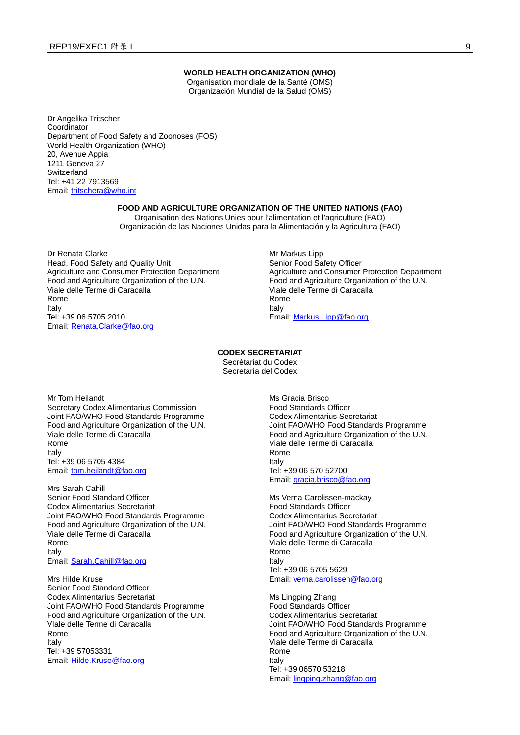**WORLD HEALTH ORGANIZATION (WHO)**
Organisation mondiale de la Santé (OMS)
Organización Mundial de la Salud (OMS)

Dr Angelika Tritscher
Coordinator
Department of Food Safety and Zoonoses (FOS)
World Health Organization (WHO)
20, Avenue Appia
1211 Geneva 27
Switzerland
Tel: +41 22 7913569
Email: tritschera@who.int

**FOOD AND AGRICULTURE ORGANIZATION OF THE UNITED NATIONS (FAO)**
Organisation des Nations Unies pour l'alimentation et l'agriculture (FAO)
Organización de las Naciones Unidas para la Alimentación y la Agricultura (FAO)

Dr Renata Clarke
Head, Food Safety and Quality Unit
Agriculture and Consumer Protection Department
Food and Agriculture Organization of the U.N.
Viale delle Terme di Caracalla
Rome
Italy
Tel: +39 06 5705 2010
Email: Renata.Clarke@fao.org

Mr Markus Lipp
Senior Food Safety Officer
Agriculture and Consumer Protection Department
Food and Agriculture Organization of the U.N.
Viale delle Terme di Caracalla
Rome
Italy
Email: Markus.Lipp@fao.org

**CODEX SECRETARIAT**
Secrétariat du Codex
Secretaría del Codex

Mr Tom Heilandt
Secretary Codex Alimentarius Commission
Joint FAO/WHO Food Standards Programme
Food and Agriculture Organization of the U.N.
Viale delle Terme di Caracalla
Rome
Italy
Tel: +39 06 5705 4384
Email: tom.heilandt@fao.org

Mrs Sarah Cahill
Senior Food Standard Officer
Codex Alimentarius Secretariat
Joint FAO/WHO Food Standards Programme
Food and Agriculture Organization of the U.N.
Viale delle Terme di Caracalla
Rome
Italy
Email: Sarah.Cahill@fao.org

Mrs Hilde Kruse
Senior Food Standard Officer
Codex Alimentarius Secretariat
Joint FAO/WHO Food Standards Programme
Food and Agriculture Organization of the U.N.
VIale delle Terme di Caracalla
Rome
Italy
Tel: +39 57053331
Email: Hilde.Kruse@fao.org

Ms Gracia Brisco
Food Standards Officer
Codex Alimentarius Secretariat
Joint FAO/WHO Food Standards Programme
Food and Agriculture Organization of the U.N.
Viale delle Terme di Caracalla
Rome
Italy
Tel: +39 06 570 52700
Email: gracia.brisco@fao.org

Ms Verna Carolissen-mackay
Food Standards Officer
Codex Alimentarius Secretariat
Joint FAO/WHO Food Standards Programme
Food and Agriculture Organization of the U.N.
Viale delle Terme di Caracalla
Rome
Italy
Tel: +39 06 5705 5629
Email: verna.carolissen@fao.org

Ms Lingping Zhang
Food Standards Officer
Codex Alimentarius Secretariat
Joint FAO/WHO Food Standards Programme
Food and Agriculture Organization of the U.N.
Viale delle Terme di Caracalla
Rome
Italy
Tel: +39 06570 53218
Email: lingping.zhang@fao.org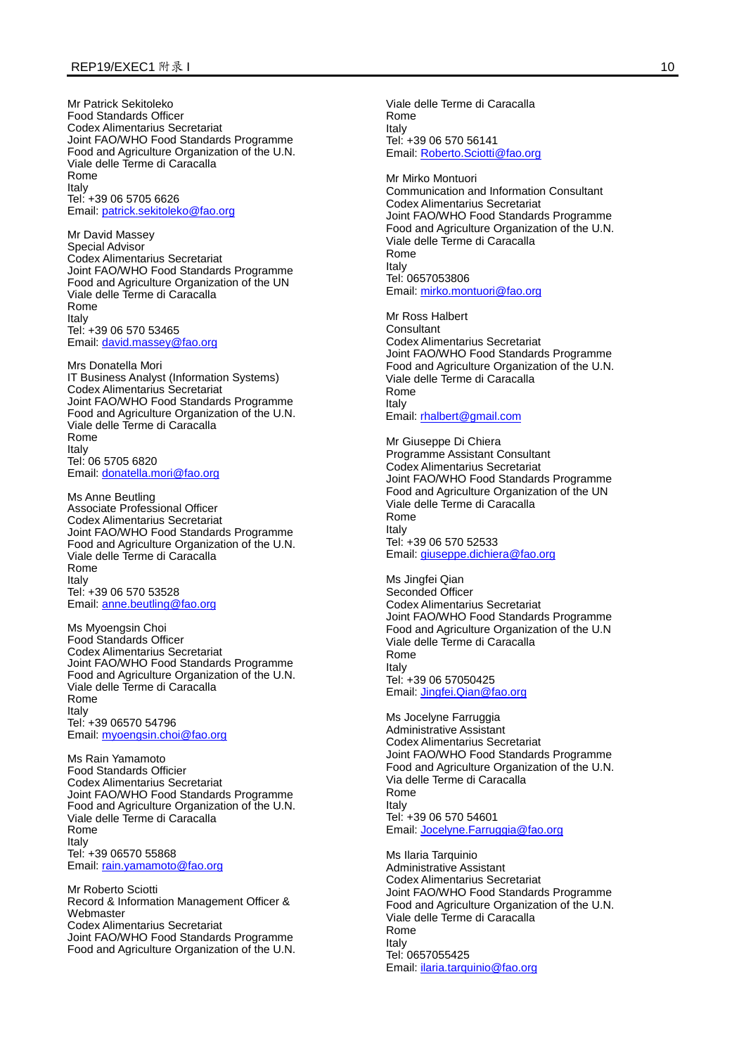Mr Patrick Sekitoleko
Food Standards Officer
Codex Alimentarius Secretariat
Joint FAO/WHO Food Standards Programme
Food and Agriculture Organization of the U.N.
Viale delle Terme di Caracalla
Rome
Italy
Tel: +39 06 5705 6626
Email: patrick.sekitoleko@fao.org

Mr David Massey
Special Advisor
Codex Alimentarius Secretariat
Joint FAO/WHO Food Standards Programme
Food and Agriculture Organization of the UN
Viale delle Terme di Caracalla
Rome
Italy
Tel: +39 06 570 53465
Email: david.massey@fao.org

Mrs Donatella Mori
IT Business Analyst (Information Systems)
Codex Alimentarius Secretariat
Joint FAO/WHO Food Standards Programme
Food and Agriculture Organization of the U.N.
Viale delle Terme di Caracalla
Rome
Italy
Tel: 06 5705 6820
Email: donatella.mori@fao.org

Ms Anne Beutling
Associate Professional Officer
Codex Alimentarius Secretariat
Joint FAO/WHO Food Standards Programme
Food and Agriculture Organization of the U.N.
Viale delle Terme di Caracalla
Rome
Italy
Tel: +39 06 570 53528
Email: anne.beutling@fao.org

Ms Myoengsin Choi
Food Standards Officer
Codex Alimentarius Secretariat
Joint FAO/WHO Food Standards Programme
Food and Agriculture Organization of the U.N.
Viale delle Terme di Caracalla
Rome
Italy
Tel: +39 06570 54796
Email: myoengsin.choi@fao.org

Ms Rain Yamamoto
Food Standards Officier
Codex Alimentarius Secretariat
Joint FAO/WHO Food Standards Programme
Food and Agriculture Organization of the U.N.
Viale delle Terme di Caracalla
Rome
Italy
Tel: +39 06570 55868
Email: rain.yamamoto@fao.org

Mr Roberto Sciotti
Record & Information Management Officer & Webmaster
Codex Alimentarius Secretariat
Joint FAO/WHO Food Standards Programme
Food and Agriculture Organization of the U.N.
Viale delle Terme di Caracalla
Rome
Italy
Tel: +39 06 570 56141
Email: Roberto.Sciotti@fao.org

Mr Mirko Montuori
Communication and Information Consultant
Codex Alimentarius Secretariat
Joint FAO/WHO Food Standards Programme
Food and Agriculture Organization of the U.N.
Viale delle Terme di Caracalla
Rome
Italy
Tel: 0657053806
Email: mirko.montuori@fao.org

Mr Ross Halbert
Consultant
Codex Alimentarius Secretariat
Joint FAO/WHO Food Standards Programme
Food and Agriculture Organization of the U.N.
Viale delle Terme di Caracalla
Rome
Italy
Email: rhalbert@gmail.com

Mr Giuseppe Di Chiera
Programme Assistant Consultant
Codex Alimentarius Secretariat
Joint FAO/WHO Food Standards Programme
Food and Agriculture Organization of the UN
Viale delle Terme di Caracalla
Rome
Italy
Tel: +39 06 570 52533
Email: giuseppe.dichiera@fao.org

Ms Jingfei Qian
Seconded Officer
Codex Alimentarius Secretariat
Joint FAO/WHO Food Standards Programme
Food and Agriculture Organization of the U.N
Viale delle Terme di Caracalla
Rome
Italy
Tel: +39 06 57050425
Email: Jingfei.Qian@fao.org

Ms Jocelyne Farruggia
Administrative Assistant
Codex Alimentarius Secretariat
Joint FAO/WHO Food Standards Programme
Food and Agriculture Organization of the U.N.
Via delle Terme di Caracalla
Rome
Italy
Tel: +39 06 570 54601
Email: Jocelyne.Farruggia@fao.org

Ms Ilaria Tarquinio
Administrative Assistant
Codex Alimentarius Secretariat
Joint FAO/WHO Food Standards Programme
Food and Agriculture Organization of the U.N.
Viale delle Terme di Caracalla
Rome
Italy
Tel: 0657055425
Email: ilaria.tarquinio@fao.org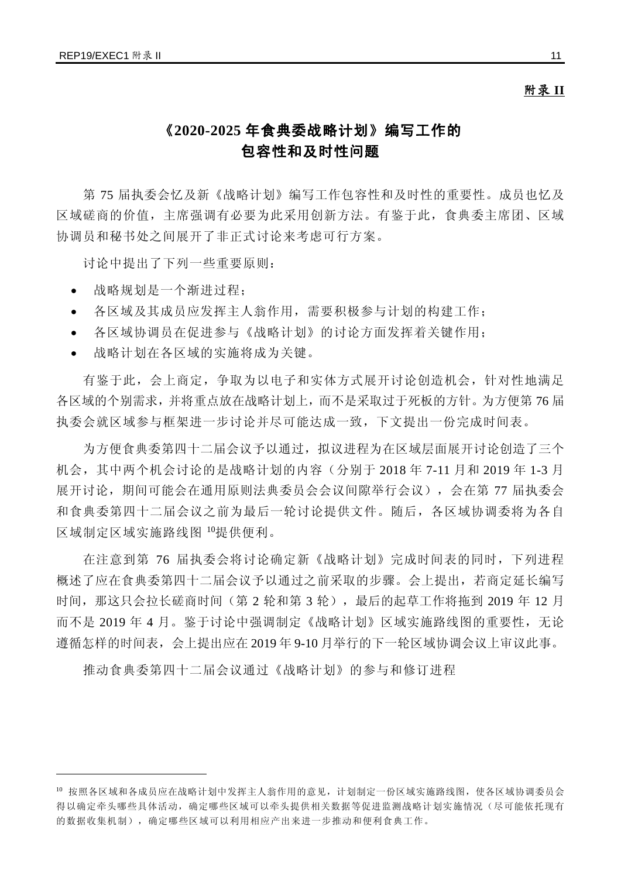**附录 II**

# 《2020-2025 年食典委战略计划》编写工作的包容性和及时性问题

第 75 届执委会忆及新《战略计划》编写工作包容性和及时性的重要性。成员也忆及区域磋商的价值，主席强调有必要为此采用创新方法。有鉴于此，食典委主席团、区域协调员和秘书处之间展开了非正式讨论来考虑可行方案。

讨论中提出了下列一些重要原则：

- 战略规划是一个渐进过程；
- 各区域及其成员应发挥主人翁作用，需要积极参与计划的构建工作；
- 各区域协调员在促进参与《战略计划》的讨论方面发挥着关键作用；
- 战略计划在各区域的实施将成为关键。

有鉴于此，会上商定，争取为以电子和实体方式展开讨论创造机会，针对性地满足各区域的个别需求，并将重点放在战略计划上，而不是采取过于死板的方针。为方便第 76 届执委会就区域参与框架进一步讨论并尽可能达成一致，下文提出一份完成时间表。

为方便食典委第四十二届会议予以通过，拟议进程为在区域层面展开讨论创造了三个机会，其中两个机会讨论的是战略计划的内容（分别于 2018 年 7-11 月和 2019 年 1-3 月展开讨论，期间可能会在通用原则法典委员会会议间隙举行会议），会在第 77 届执委会和食典委第四十二届会议之前为最后一轮讨论提供文件。随后，各区域协调委将为各自区域制定区域实施路线图[10]提供便利。

在注意到第 76 届执委会将讨论确定新《战略计划》完成时间表的同时，下列进程概述了应在食典委第四十二届会议予以通过之前采取的步骤。会上提出，若商定延长编写时间，那这只会拉长磋商时间（第 2 轮和第 3 轮），最后的起草工作将拖到 2019 年 12 月而不是 2019 年 4 月。鉴于讨论中强调制定《战略计划》区域实施路线图的重要性，无论遵循怎样的时间表，会上提出应在 2019 年 9-10 月举行的下一轮区域协调会议上审议此事。

推动食典委第四十二届会议通过《战略计划》的参与和修订进程

---

[10] 按照各区域和各成员应在战略计划中发挥主人翁作用的意见，计划制定一份区域实施路线图，使各区域协调委员会得以确定牵头哪些具体活动，确定哪些区域可以牵头提供相关数据等促进监测战略计划实施情况（尽可能依托现有的数据收集机制），确定哪些区域可以利用相应产出来进一步推动和便利食典工作。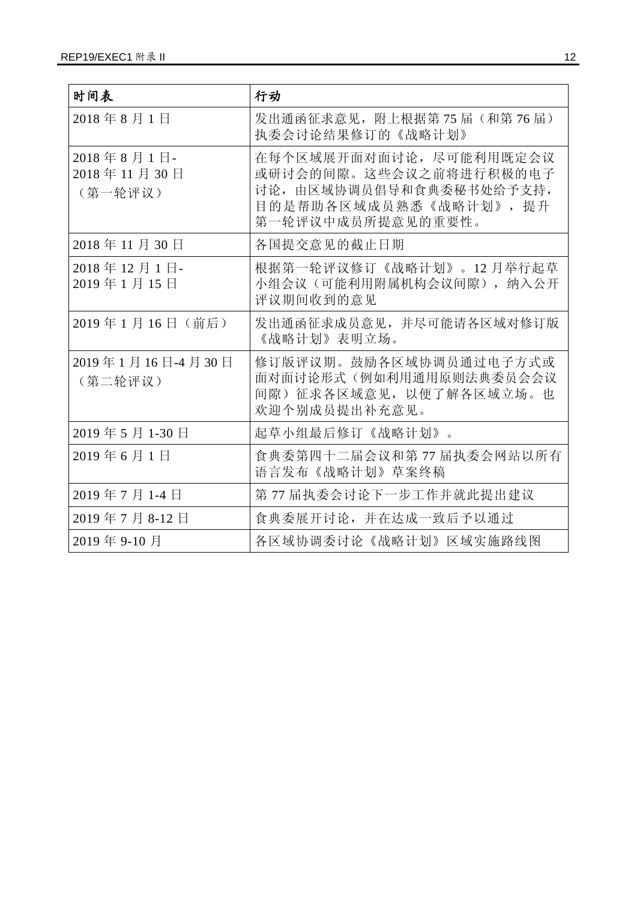| 时间表 | 行动 |
|---|---|
| 2018 年 8 月 1 日 | 发出通函征求意见，附上根据第 75 届（和第 76 届）执委会讨论结果修订的《战略计划》 |
| 2018 年 8 月 1 日-2018 年 11 月 30 日（第一轮评议） | 在每个区域展开面对面讨论，尽可能利用既定会议或研讨会的间隙。这些会议之前将进行积极的电子讨论，由区域协调员倡导和食典委秘书处给予支持，目的是帮助各区域成员熟悉《战略计划》，提升第一轮评议中成员所提意见的重要性。 |
| 2018 年 11 月 30 日 | 各国提交意见的截止日期 |
| 2018 年 12 月 1 日-2019 年 1 月 15 日 | 根据第一轮评议修订《战略计划》。12 月举行起草小组会议（可能利用附属机构会议间隙），纳入公开评议期间收到的意见 |
| 2019 年 1 月 16 日（前后） | 发出通函征求成员意见，并尽可能请各区域对修订版《战略计划》表明立场。 |
| 2019 年 1 月 16 日-4 月 30 日（第二轮评议） | 修订版评议期。鼓励各区域协调员通过电子方式或面对面讨论形式（例如利用通用原则法典委员会会议间隙）征求各区域意见，以便了解各区域立场。也欢迎个别成员提出补充意见。 |
| 2019 年 5 月 1-30 日 | 起草小组最后修订《战略计划》。 |
| 2019 年 6 月 1 日 | 食典委第四十二届会议和第 77 届执委会网站以所有语言发布《战略计划》草案终稿 |
| 2019 年 7 月 1-4 日 | 第 77 届执委会讨论下一步工作并就此提出建议 |
| 2019 年 7 月 8-12 日 | 食典委展开讨论，并在达成一致后予以通过 |
| 2019 年 9-10 月 | 各区域协调委讨论《战略计划》区域实施路线图 |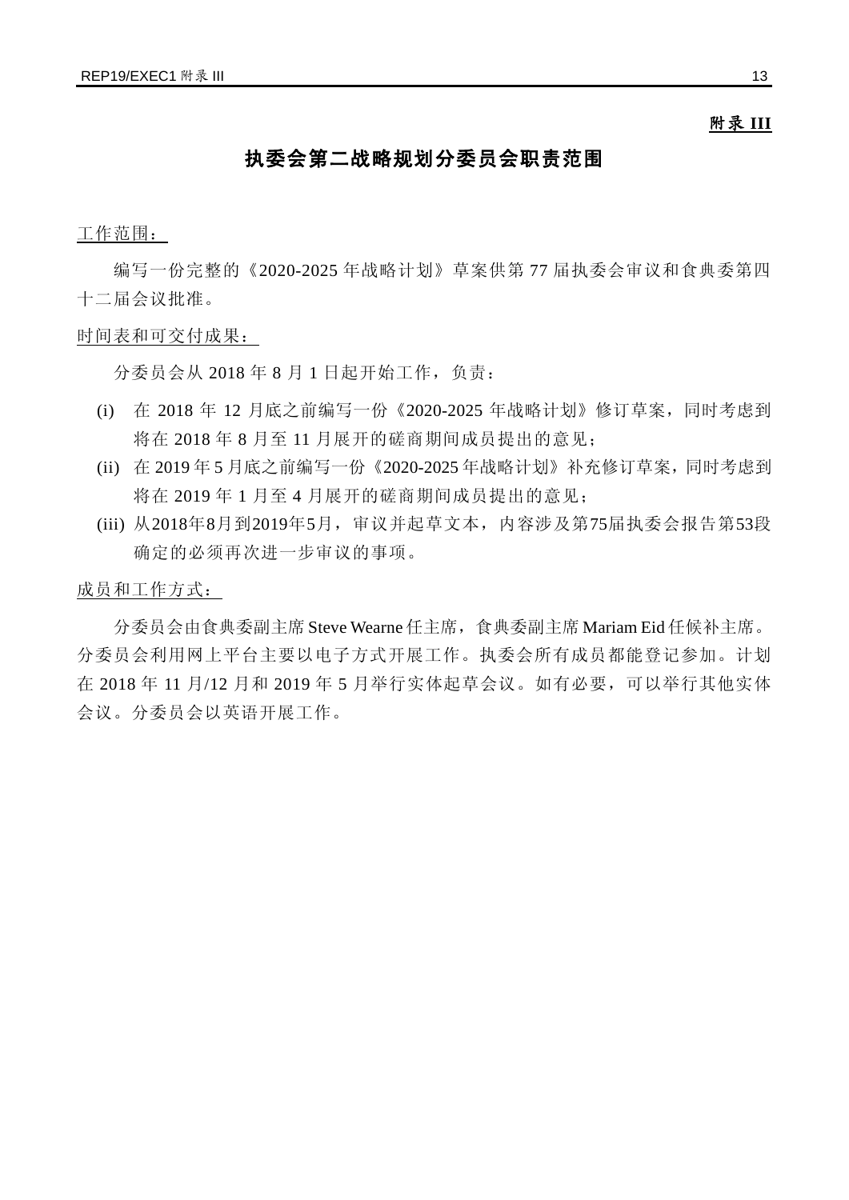**附录 III**

# 执委会第二战略规划分委员会职责范围

工作范围：

编写一份完整的《2020-2025 年战略计划》草案供第 77 届执委会审议和食典委第四十二届会议批准。

时间表和可交付成果：

分委员会从 2018 年 8 月 1 日起开始工作，负责：

(i) 在 2018 年 12 月底之前编写一份《2020-2025 年战略计划》修订草案，同时考虑到将在 2018 年 8 月至 11 月展开的磋商期间成员提出的意见；

(ii) 在 2019 年 5 月底之前编写一份《2020-2025 年战略计划》补充修订草案，同时考虑到将在 2019 年 1 月至 4 月展开的磋商期间成员提出的意见；

(iii) 从2018年8月到2019年5月，审议并起草文本，内容涉及第75届执委会报告第53段确定的必须再次进一步审议的事项。

成员和工作方式：

分委员会由食典委副主席 Steve Wearne 任主席，食典委副主席 Mariam Eid 任候补主席。分委员会利用网上平台主要以电子方式开展工作。执委会所有成员都能登记参加。计划在 2018 年 11 月/12 月和 2019 年 5 月举行实体起草会议。如有必要，可以举行其他实体会议。分委员会以英语开展工作。